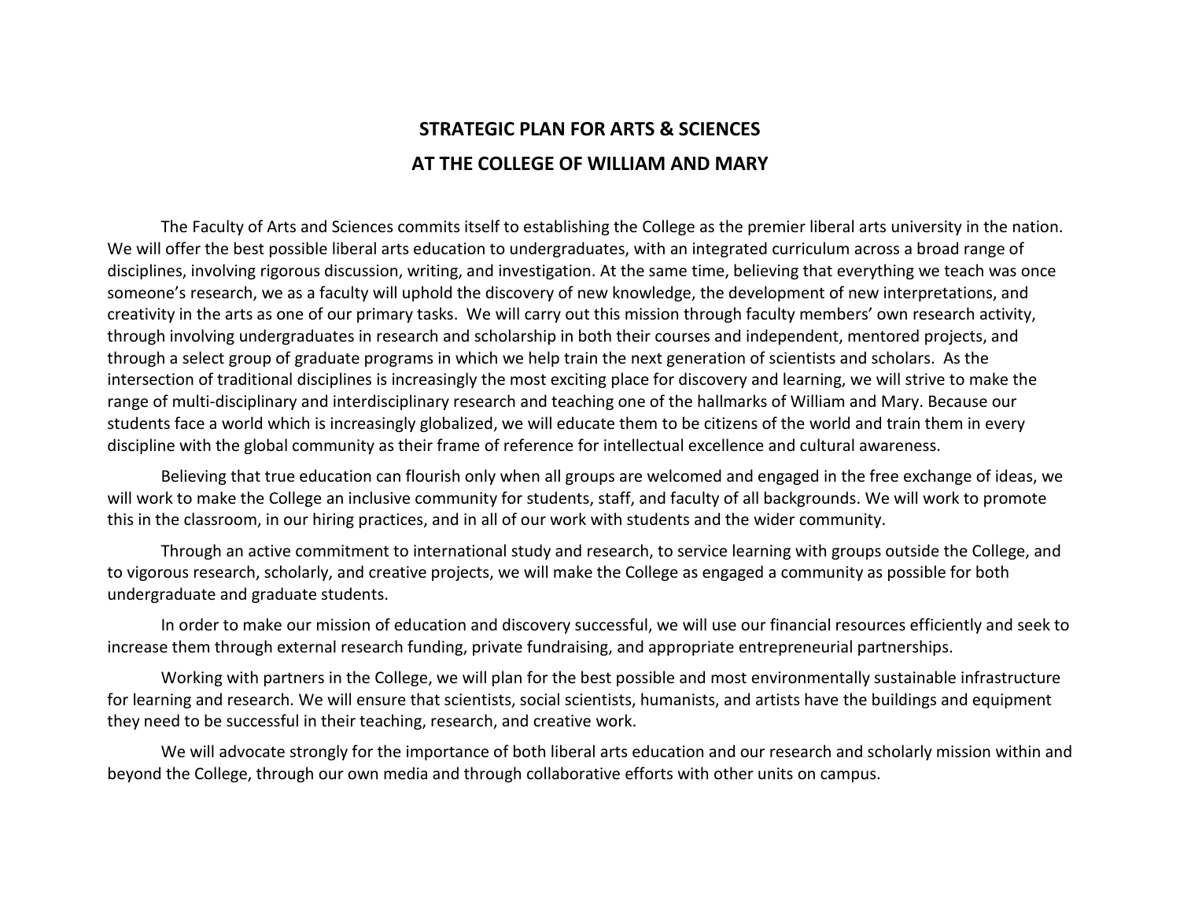# STRATEGIC PLAN FOR ARTS & SCIENCES
# AT THE COLLEGE OF WILLIAM AND MARY

The Faculty of Arts and Sciences commits itself to establishing the College as the premier liberal arts university in the nation. We will offer the best possible liberal arts education to undergraduates, with an integrated curriculum across a broad range of disciplines, involving rigorous discussion, writing, and investigation. At the same time, believing that everything we teach was once someone's research, we as a faculty will uphold the discovery of new knowledge, the development of new interpretations, and creativity in the arts as one of our primary tasks. We will carry out this mission through faculty members' own research activity, through involving undergraduates in research and scholarship in both their courses and independent, mentored projects, and through a select group of graduate programs in which we help train the next generation of scientists and scholars. As the intersection of traditional disciplines is increasingly the most exciting place for discovery and learning, we will strive to make the range of multi-disciplinary and interdisciplinary research and teaching one of the hallmarks of William and Mary. Because our students face a world which is increasingly globalized, we will educate them to be citizens of the world and train them in every discipline with the global community as their frame of reference for intellectual excellence and cultural awareness.

Believing that true education can flourish only when all groups are welcomed and engaged in the free exchange of ideas, we will work to make the College an inclusive community for students, staff, and faculty of all backgrounds. We will work to promote this in the classroom, in our hiring practices, and in all of our work with students and the wider community.

Through an active commitment to international study and research, to service learning with groups outside the College, and to vigorous research, scholarly, and creative projects, we will make the College as engaged a community as possible for both undergraduate and graduate students.

In order to make our mission of education and discovery successful, we will use our financial resources efficiently and seek to increase them through external research funding, private fundraising, and appropriate entrepreneurial partnerships.

Working with partners in the College, we will plan for the best possible and most environmentally sustainable infrastructure for learning and research. We will ensure that scientists, social scientists, humanists, and artists have the buildings and equipment they need to be successful in their teaching, research, and creative work.

We will advocate strongly for the importance of both liberal arts education and our research and scholarly mission within and beyond the College, through our own media and through collaborative efforts with other units on campus.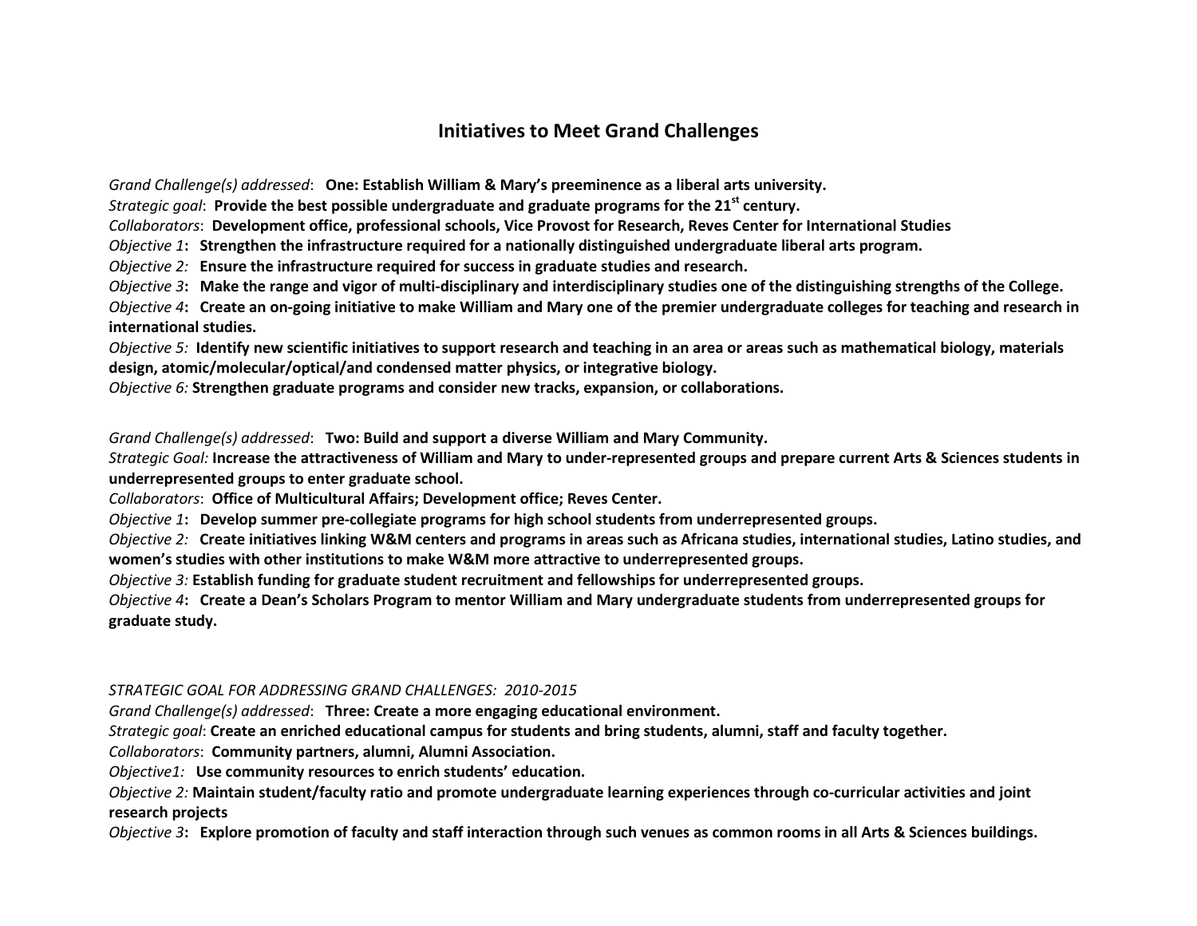# Initiatives to Meet Grand Challenges

*Grand Challenge(s) addressed*: **One: Establish William & Mary's preeminence as a liberal arts university.**
*Strategic goal*: **Provide the best possible undergraduate and graduate programs for the 21st century.**
*Collaborators*: **Development office, professional schools, Vice Provost for Research, Reves Center for International Studies**
*Objective 1*: **Strengthen the infrastructure required for a nationally distinguished undergraduate liberal arts program.**
*Objective 2:* **Ensure the infrastructure required for success in graduate studies and research.**
*Objective 3*: **Make the range and vigor of multi-disciplinary and interdisciplinary studies one of the distinguishing strengths of the College.**
*Objective 4*: **Create an on-going initiative to make William and Mary one of the premier undergraduate colleges for teaching and research in international studies.**
*Objective 5:* **Identify new scientific initiatives to support research and teaching in an area or areas such as mathematical biology, materials design, atomic/molecular/optical/and condensed matter physics, or integrative biology.**
*Objective 6:* **Strengthen graduate programs and consider new tracks, expansion, or collaborations.**

*Grand Challenge(s) addressed*: **Two: Build and support a diverse William and Mary Community.**
*Strategic Goal:* **Increase the attractiveness of William and Mary to under-represented groups and prepare current Arts & Sciences students in underrepresented groups to enter graduate school.**
*Collaborators*: **Office of Multicultural Affairs; Development office; Reves Center.**
*Objective 1*: **Develop summer pre-collegiate programs for high school students from underrepresented groups.**
*Objective 2:* **Create initiatives linking W&M centers and programs in areas such as Africana studies, international studies, Latino studies, and women's studies with other institutions to make W&M more attractive to underrepresented groups.**
*Objective 3:* **Establish funding for graduate student recruitment and fellowships for underrepresented groups.**
*Objective 4*: **Create a Dean's Scholars Program to mentor William and Mary undergraduate students from underrepresented groups for graduate study.**

*STRATEGIC GOAL FOR ADDRESSING GRAND CHALLENGES: 2010-2015*
*Grand Challenge(s) addressed*: **Three: Create a more engaging educational environment.**
*Strategic goal*: **Create an enriched educational campus for students and bring students, alumni, staff and faculty together.**
*Collaborators*: **Community partners, alumni, Alumni Association.**
*Objective1:* **Use community resources to enrich students' education.**
*Objective 2:* **Maintain student/faculty ratio and promote undergraduate learning experiences through co-curricular activities and joint research projects**
*Objective 3*: **Explore promotion of faculty and staff interaction through such venues as common rooms in all Arts & Sciences buildings.**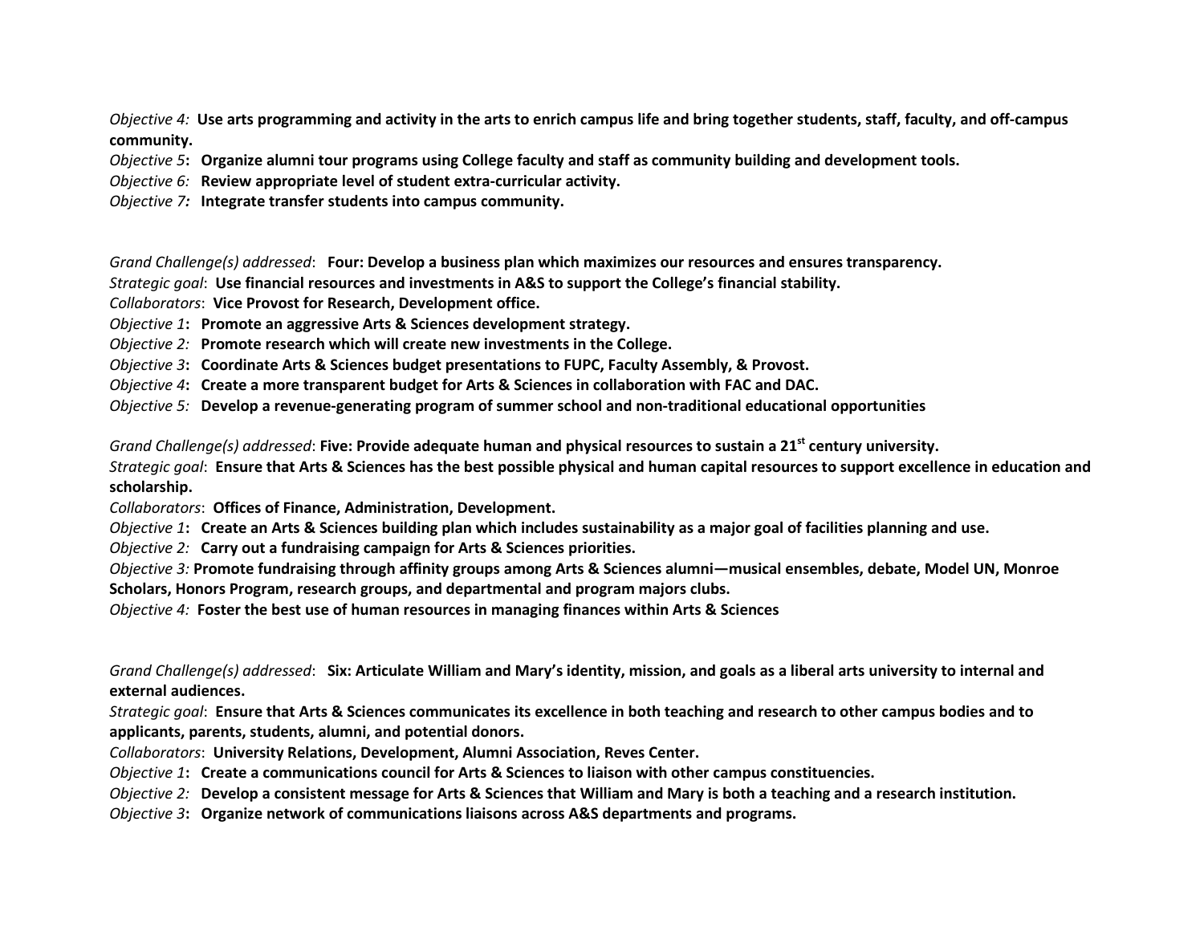*Objective 4:* **Use arts programming and activity in the arts to enrich campus life and bring together students, staff, faculty, and off-campus community.**

*Objective 5*: **Organize alumni tour programs using College faculty and staff as community building and development tools.**

*Objective 6:* **Review appropriate level of student extra-curricular activity.**

*Objective 7:* **Integrate transfer students into campus community.**

*Grand Challenge(s) addressed*: **Four: Develop a business plan which maximizes our resources and ensures transparency.**

*Strategic goal*: **Use financial resources and investments in A&S to support the College's financial stability.**

*Collaborators*: **Vice Provost for Research, Development office.**

*Objective 1*: **Promote an aggressive Arts & Sciences development strategy.**

*Objective 2:* **Promote research which will create new investments in the College.**

*Objective 3*: **Coordinate Arts & Sciences budget presentations to FUPC, Faculty Assembly, & Provost.**

*Objective 4*: **Create a more transparent budget for Arts & Sciences in collaboration with FAC and DAC.**

*Objective 5:* **Develop a revenue-generating program of summer school and non-traditional educational opportunities**

*Grand Challenge(s) addressed*: **Five: Provide adequate human and physical resources to sustain a 21st century university.**

*Strategic goal*: **Ensure that Arts & Sciences has the best possible physical and human capital resources to support excellence in education and scholarship.**

*Collaborators*: **Offices of Finance, Administration, Development.**

*Objective 1*: **Create an Arts & Sciences building plan which includes sustainability as a major goal of facilities planning and use.**

*Objective 2:* **Carry out a fundraising campaign for Arts & Sciences priorities.**

*Objective 3:* **Promote fundraising through affinity groups among Arts & Sciences alumni—musical ensembles, debate, Model UN, Monroe Scholars, Honors Program, research groups, and departmental and program majors clubs.**

*Objective 4:* **Foster the best use of human resources in managing finances within Arts & Sciences**

*Grand Challenge(s) addressed*: **Six: Articulate William and Mary's identity, mission, and goals as a liberal arts university to internal and external audiences.**

*Strategic goal*: **Ensure that Arts & Sciences communicates its excellence in both teaching and research to other campus bodies and to applicants, parents, students, alumni, and potential donors.**

*Collaborators*: **University Relations, Development, Alumni Association, Reves Center.**

*Objective 1*: **Create a communications council for Arts & Sciences to liaison with other campus constituencies.**

*Objective 2:* **Develop a consistent message for Arts & Sciences that William and Mary is both a teaching and a research institution.**

*Objective 3*: **Organize network of communications liaisons across A&S departments and programs.**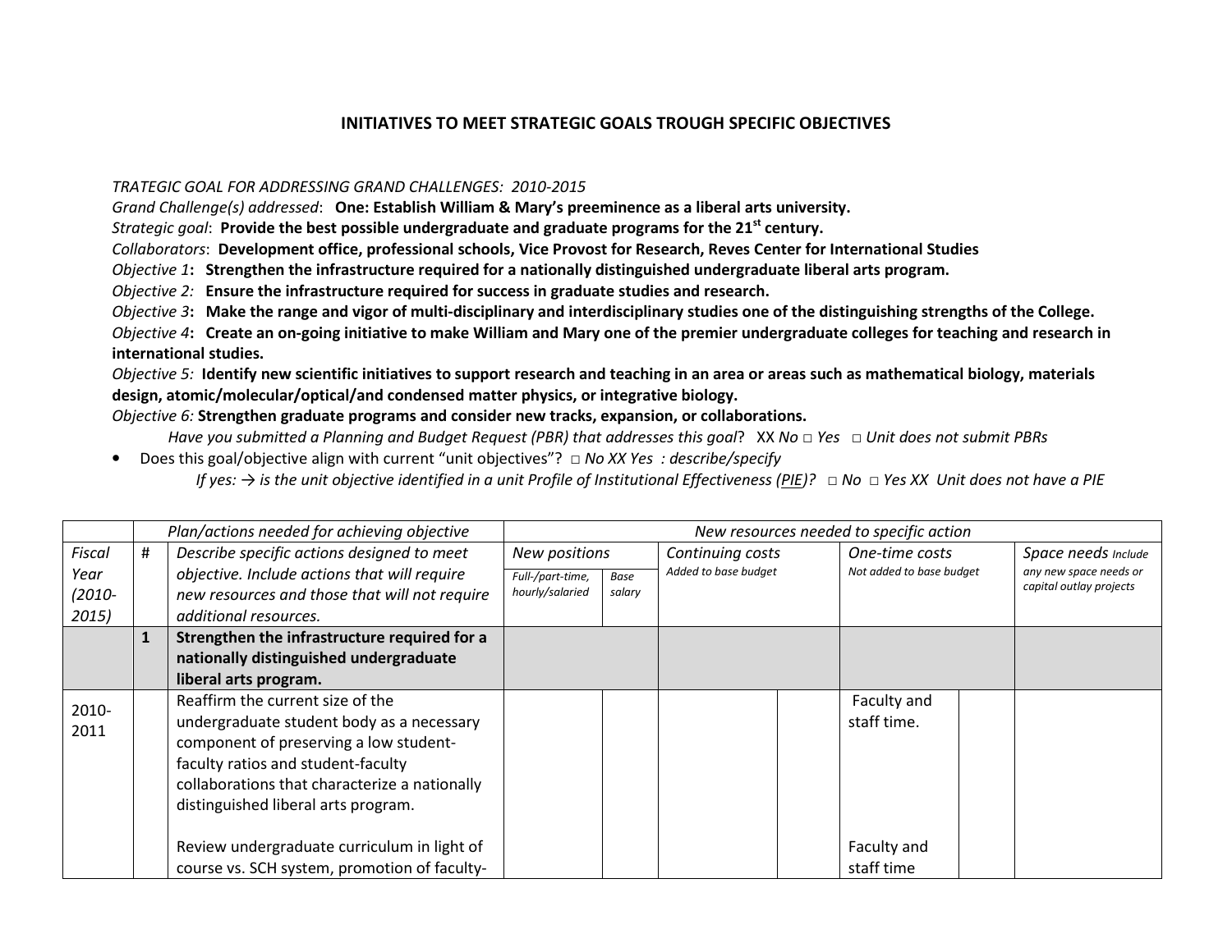## INITIATIVES TO MEET STRATEGIC GOALS TROUGH SPECIFIC OBJECTIVES

*TRATEGIC GOAL FOR ADDRESSING GRAND CHALLENGES: 2010-2015*
*Grand Challenge(s) addressed*: **One: Establish William & Mary's preeminence as a liberal arts university.**
*Strategic goal*: **Provide the best possible undergraduate and graduate programs for the 21st century.**
*Collaborators*: **Development office, professional schools, Vice Provost for Research, Reves Center for International Studies**
*Objective 1*: **Strengthen the infrastructure required for a nationally distinguished undergraduate liberal arts program.**
*Objective 2:* **Ensure the infrastructure required for success in graduate studies and research.**
*Objective 3*: **Make the range and vigor of multi-disciplinary and interdisciplinary studies one of the distinguishing strengths of the College.**
*Objective 4*: **Create an on-going initiative to make William and Mary one of the premier undergraduate colleges for teaching and research in international studies.**
*Objective 5:* **Identify new scientific initiatives to support research and teaching in an area or areas such as mathematical biology, materials design, atomic/molecular/optical/and condensed matter physics, or integrative biology.**
*Objective 6:* **Strengthen graduate programs and consider new tracks, expansion, or collaborations.**

*Have you submitted a Planning and Budget Request (PBR) that addresses this goal*? XX *No* □ *Yes* □ *Unit does not submit PBRs*

- Does this goal/objective align with current "unit objectives"? □ *No XX Yes : describe/specify*

*If yes: → is the unit objective identified in a unit Profile of Institutional Effectiveness (PIE)?* □ *No* □ *Yes XX Unit does not have a PIE*

| | | *Plan/actions needed for achieving objective* | *New resources needed to specific action* | | | | | | |
|---|---|---|---|---|---|---|---|---|---|
| *Fiscal Year (2010-2015)* | # | *Describe specific actions designed to meet objective. Include actions that will require new resources and those that will not require additional resources.* | *New positions* *Full-/part-time, hourly/salaried* | *Base salary* | *Continuing costs* *Added to base budget* | | *One-time costs* *Not added to base budget* | | *Space needs* *Include any new space needs or capital outlay projects* |
| | **1** | **Strengthen the infrastructure required for a nationally distinguished undergraduate liberal arts program.** | | | | | | | |
| 2010-2011 | | Reaffirm the current size of the undergraduate student body as a necessary component of preserving a low student-faculty ratios and student-faculty collaborations that characterize a nationally distinguished liberal arts program.<br><br>Review undergraduate curriculum in light of course vs. SCH system, promotion of faculty- | | | | | Faculty and staff time.<br><br>Faculty and staff time | | |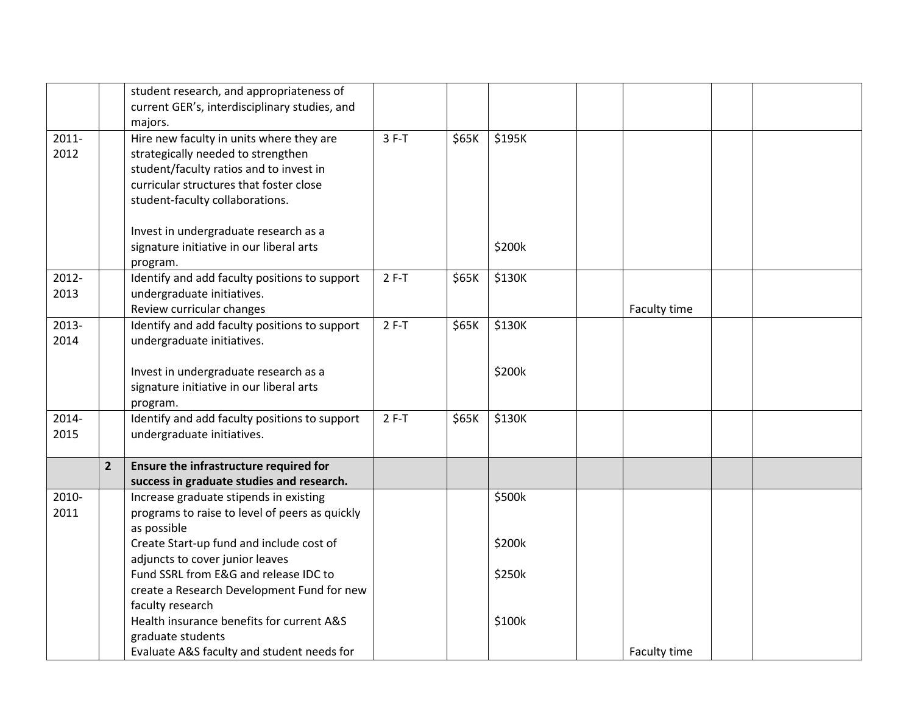| | | | | | | | | | |
|---|---|---|---|---|---|---|---|---|---|
| | | student research, and appropriateness of current GER's, interdisciplinary studies, and majors. | | | | | | | |
| 2011-2012 | | Hire new faculty in units where they are strategically needed to strengthen student/faculty ratios and to invest in curricular structures that foster close student-faculty collaborations.<br><br>Invest in undergraduate research as a signature initiative in our liberal arts program. | 3 F-T | $65K | $195K<br><br><br><br><br>$200k | | | | |
| 2012-2013 | | Identify and add faculty positions to support undergraduate initiatives.<br>Review curricular changes | 2 F-T | $65K | $130K | | <br><br>Faculty time | | |
| 2013-2014 | | Identify and add faculty positions to support undergraduate initiatives.<br><br>Invest in undergraduate research as a signature initiative in our liberal arts program. | 2 F-T | $65K | $130K<br><br><br>$200k | | | | |
| 2014-2015 | | Identify and add faculty positions to support undergraduate initiatives. | 2 F-T | $65K | $130K | | | | |
| | **2** | **Ensure the infrastructure required for success in graduate studies and research.** | | | | | | | |
| 2010-2011 | | Increase graduate stipends in existing programs to raise to level of peers as quickly as possible<br>Create Start-up fund and include cost of adjuncts to cover junior leaves<br>Fund SSRL from E&G and release IDC to create a Research Development Fund for new faculty research<br>Health insurance benefits for current A&S graduate students<br>Evaluate A&S faculty and student needs for | | | $500k<br><br><br>$200k<br><br>$250k<br><br><br>$100k | | <br><br><br><br><br><br><br><br><br><br>Faculty time | | |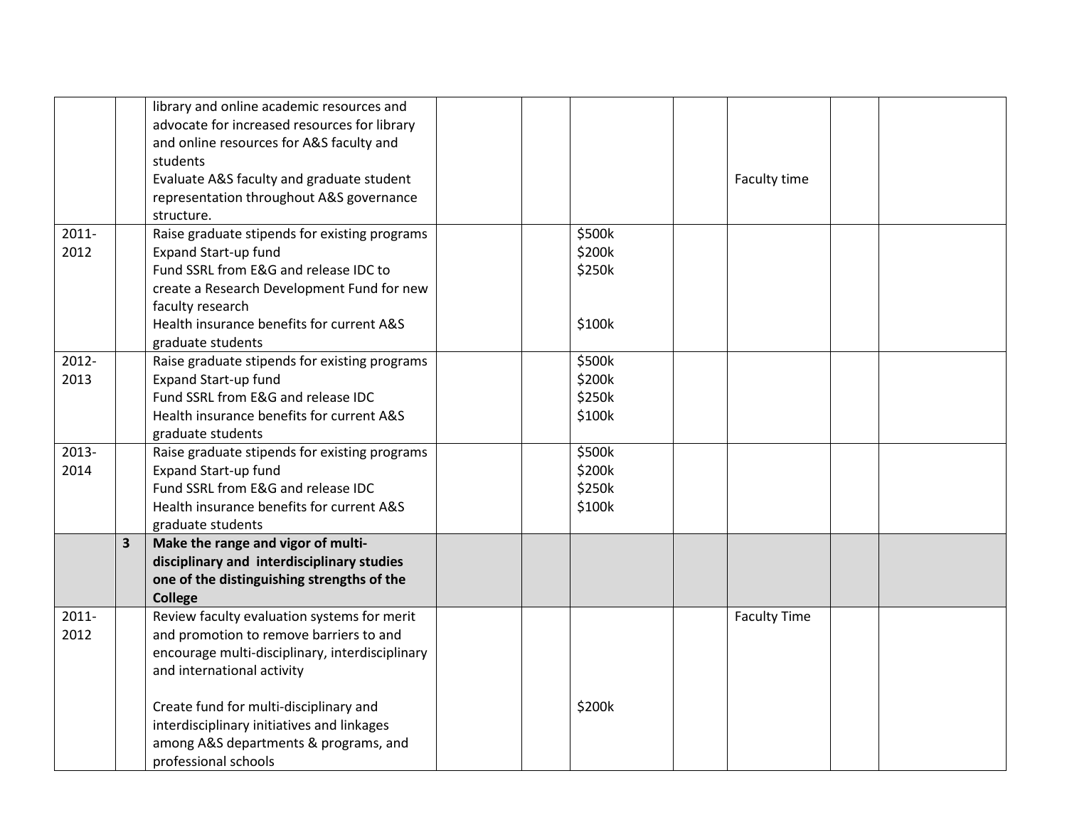| | | | | | | | | | |
|---|---|---|---|---|---|---|---|---|---|
| | | library and online academic resources and advocate for increased resources for library and online resources for A&S faculty and students<br>Evaluate A&S faculty and graduate student representation throughout A&S governance structure. | | | | | Faculty time | | |
| 2011-2012 | | Raise graduate stipends for existing programs<br>Expand Start-up fund<br>Fund SSRL from E&G and release IDC to create a Research Development Fund for new faculty research<br>Health insurance benefits for current A&S graduate students | | | \$500k<br>\$200k<br>\$250k<br><br><br>\$100k | | | | |
| 2012-2013 | | Raise graduate stipends for existing programs<br>Expand Start-up fund<br>Fund SSRL from E&G and release IDC<br>Health insurance benefits for current A&S graduate students | | | \$500k<br>\$200k<br>\$250k<br>\$100k | | | | |
| 2013-2014 | | Raise graduate stipends for existing programs<br>Expand Start-up fund<br>Fund SSRL from E&G and release IDC<br>Health insurance benefits for current A&S graduate students | | | \$500k<br>\$200k<br>\$250k<br>\$100k | | | | |
| | **3** | **Make the range and vigor of multi-disciplinary and interdisciplinary studies one of the distinguishing strengths of the College** | | | | | | | |
| 2011-2012 | | Review faculty evaluation systems for merit and promotion to remove barriers to and encourage multi-disciplinary, interdisciplinary and international activity<br><br>Create fund for multi-disciplinary and interdisciplinary initiatives and linkages among A&S departments & programs, and professional schools | | | <br><br><br><br>\$200k | | Faculty Time | | |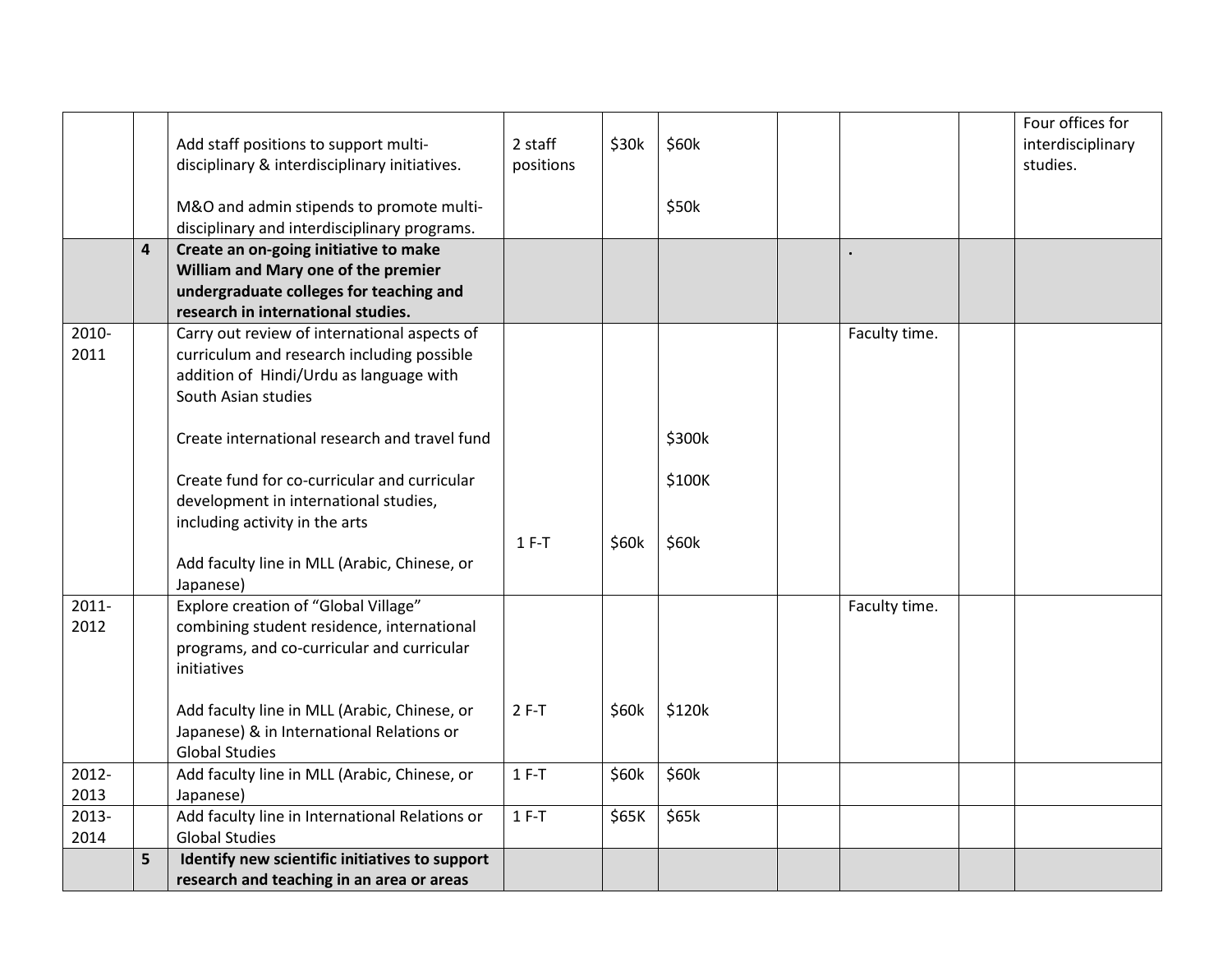| | | | | | | | | |
|---|---|---|---|---|---|---|---|---|
| | | Add staff positions to support multi-disciplinary & interdisciplinary initiatives.<br><br>M&O and admin stipends to promote multi-disciplinary and interdisciplinary programs. | 2 staff positions | $30k | $60k<br><br>$50k | | | | Four offices for interdisciplinary studies. |
| | **4** | **Create an on-going initiative to make William and Mary one of the premier undergraduate colleges for teaching and research in international studies.** | | | | | . | | |
| 2010-2011 | | Carry out review of international aspects of curriculum and research including possible addition of Hindi/Urdu as language with South Asian studies<br><br>Create international research and travel fund<br><br>Create fund for co-curricular and curricular development in international studies, including activity in the arts<br><br>Add faculty line in MLL (Arabic, Chinese, or Japanese) | 1 F-T | $60k | $300k<br><br>$100K<br><br>$60k | | Faculty time. | | |
| 2011-2012 | | Explore creation of "Global Village" combining student residence, international programs, and co-curricular and curricular initiatives<br><br>Add faculty line in MLL (Arabic, Chinese, or Japanese) & in International Relations or Global Studies | 2 F-T | $60k | $120k | | Faculty time. | | |
| 2012-2013 | | Add faculty line in MLL (Arabic, Chinese, or Japanese) | 1 F-T | $60k | $60k | | | | |
| 2013-2014 | | Add faculty line in International Relations or Global Studies | 1 F-T | $65K | $65k | | | | |
| | **5** | **Identify new scientific initiatives to support research and teaching in an area or areas** | | | | | | | |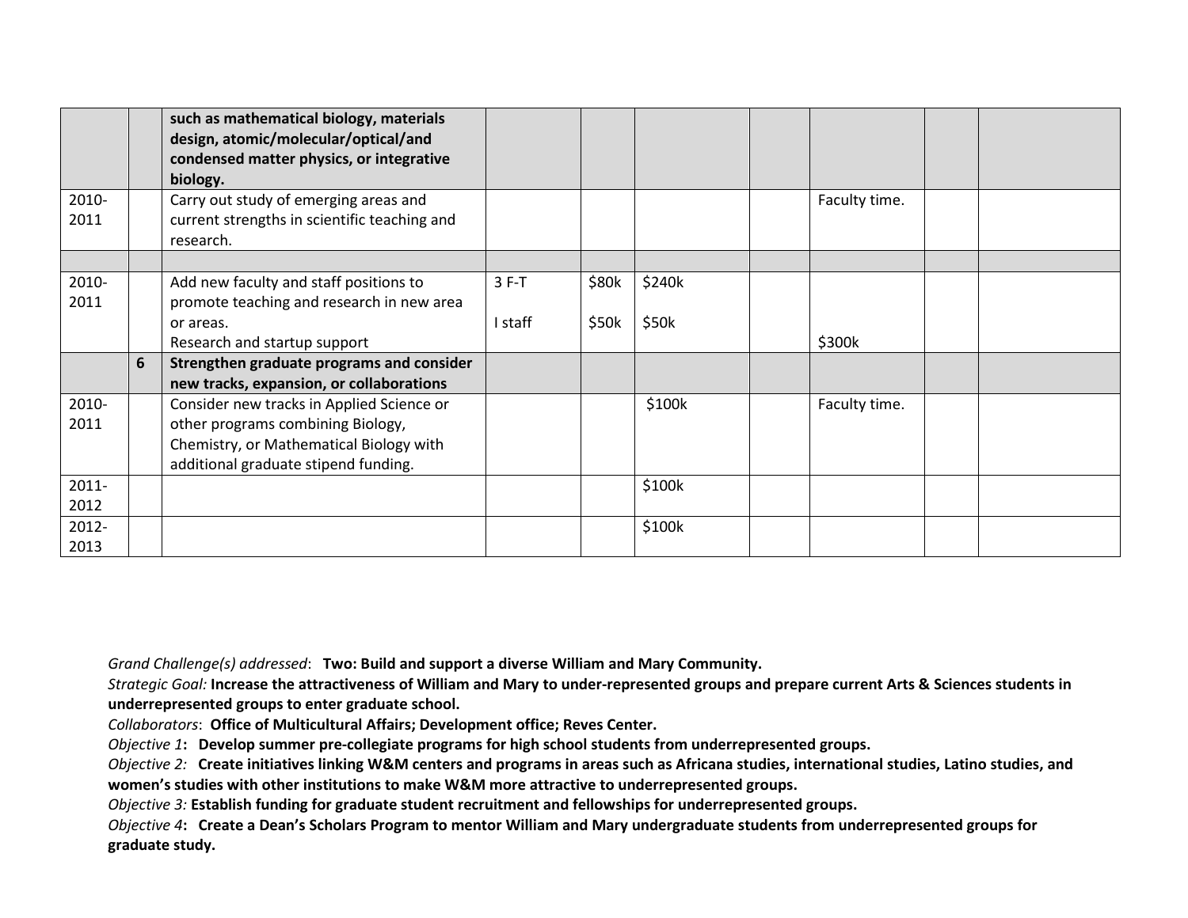| | | | | | | | | | |
|---|---|---|---|---|---|---|---|---|---|
| | | **such as mathematical biology, materials design, atomic/molecular/optical/and condensed matter physics, or integrative biology.** | | | | | | | |
| 2010-2011 | | Carry out study of emerging areas and current strengths in scientific teaching and research. | | | | | Faculty time. | | |
| | | | | | | | | | |
| 2010-2011 | | Add new faculty and staff positions to promote teaching and research in new area or areas.<br>Research and startup support | 3 F-T<br><br>I staff | $80k<br><br>$50k | $240k<br><br>$50k | | $300k | | |
| | **6** | **Strengthen graduate programs and consider new tracks, expansion, or collaborations** | | | | | | | |
| 2010-2011 | | Consider new tracks in Applied Science or other programs combining Biology, Chemistry, or Mathematical Biology with additional graduate stipend funding. | | | $100k | | Faculty time. | | |
| 2011-2012 | | | | | $100k | | | | |
| 2012-2013 | | | | | $100k | | | | |

*Grand Challenge(s) addressed*: **Two: Build and support a diverse William and Mary Community.**

*Strategic Goal:* **Increase the attractiveness of William and Mary to under-represented groups and prepare current Arts & Sciences students in underrepresented groups to enter graduate school.**

*Collaborators*: **Office of Multicultural Affairs; Development office; Reves Center.**

*Objective 1***: Develop summer pre-collegiate programs for high school students from underrepresented groups.**

*Objective 2:* **Create initiatives linking W&M centers and programs in areas such as Africana studies, international studies, Latino studies, and women's studies with other institutions to make W&M more attractive to underrepresented groups.**

*Objective 3:* **Establish funding for graduate student recruitment and fellowships for underrepresented groups.**

*Objective 4***: Create a Dean's Scholars Program to mentor William and Mary undergraduate students from underrepresented groups for graduate study.**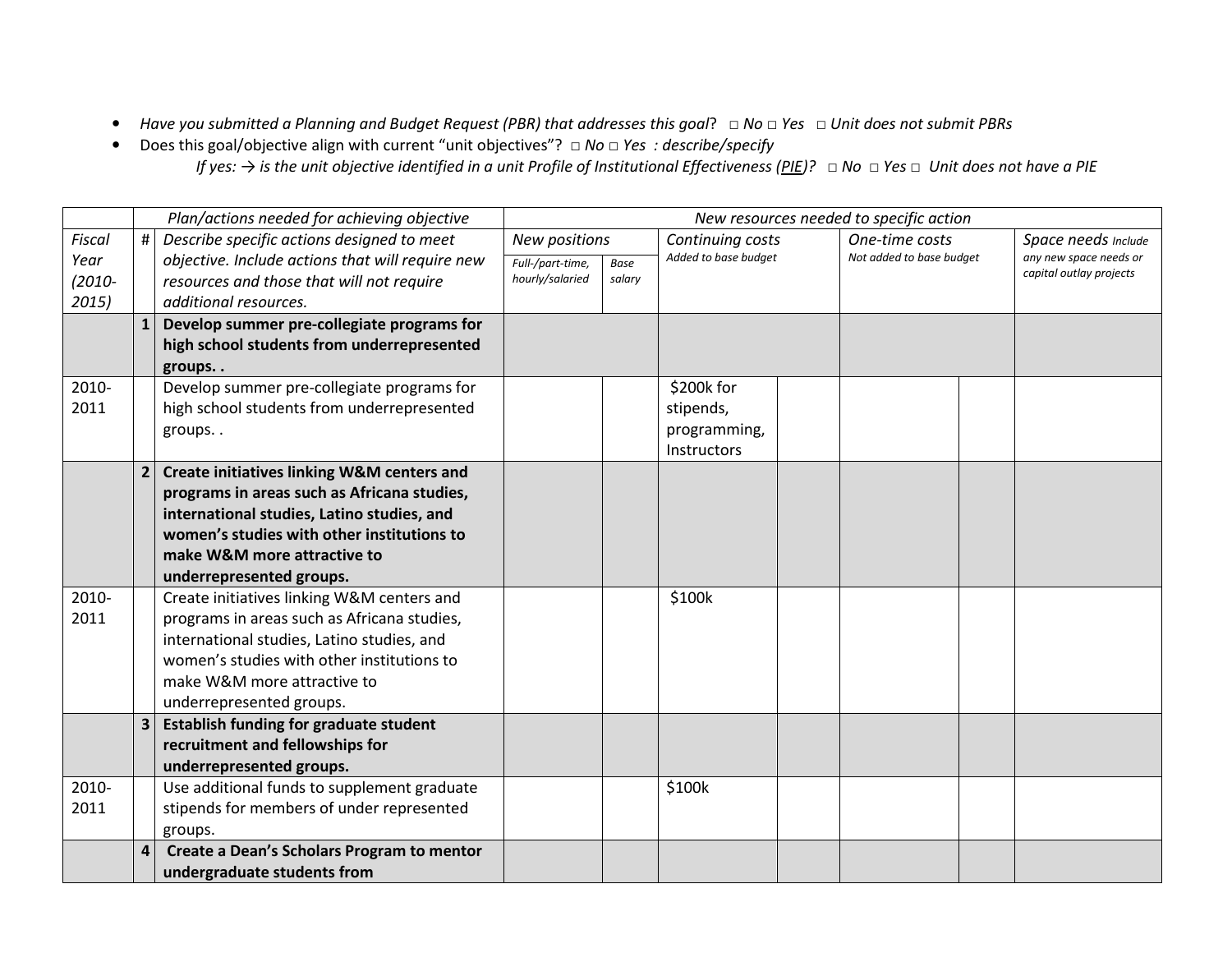- *Have you submitted a Planning and Budget Request (PBR) that addresses this goal?* □ *No* □ *Yes* □ *Unit does not submit PBRs*
- Does this goal/objective align with current "unit objectives"? □ *No* □ *Yes : describe/specify*

  *If yes: → is the unit objective identified in a unit Profile of Institutional Effectiveness (PIE)?* □ *No* □ *Yes* □ *Unit does not have a PIE*

| | | *Plan/actions needed for achieving objective* | *New resources needed to specific action* | | | | | | |
|---|---|---|---|---|---|---|---|---|---|
| *Fiscal Year (2010-2015)* | # | *Describe specific actions designed to meet objective. Include actions that will require new resources and those that will not require additional resources.* | *New positions* *Full-/part-time, hourly/salaried* | *Base salary* | *Continuing costs* *Added to base budget* | | *One-time costs* *Not added to base budget* | | *Space needs Include any new space needs or capital outlay projects* |
| | **1** | **Develop summer pre-collegiate programs for high school students from underrepresented groups. .** | | | | | | | |
| 2010-2011 | | Develop summer pre-collegiate programs for high school students from underrepresented groups. . | | | $200k for stipends, programming, Instructors | | | | |
| | **2** | **Create initiatives linking W&M centers and programs in areas such as Africana studies, international studies, Latino studies, and women's studies with other institutions to make W&M more attractive to underrepresented groups.** | | | | | | | |
| 2010-2011 | | Create initiatives linking W&M centers and programs in areas such as Africana studies, international studies, Latino studies, and women's studies with other institutions to make W&M more attractive to underrepresented groups. | | | $100k | | | | |
| | **3** | **Establish funding for graduate student recruitment and fellowships for underrepresented groups.** | | | | | | | |
| 2010-2011 | | Use additional funds to supplement graduate stipends for members of under represented groups. | | | $100k | | | | |
| | **4** | **Create a Dean's Scholars Program to mentor undergraduate students from** | | | | | | | |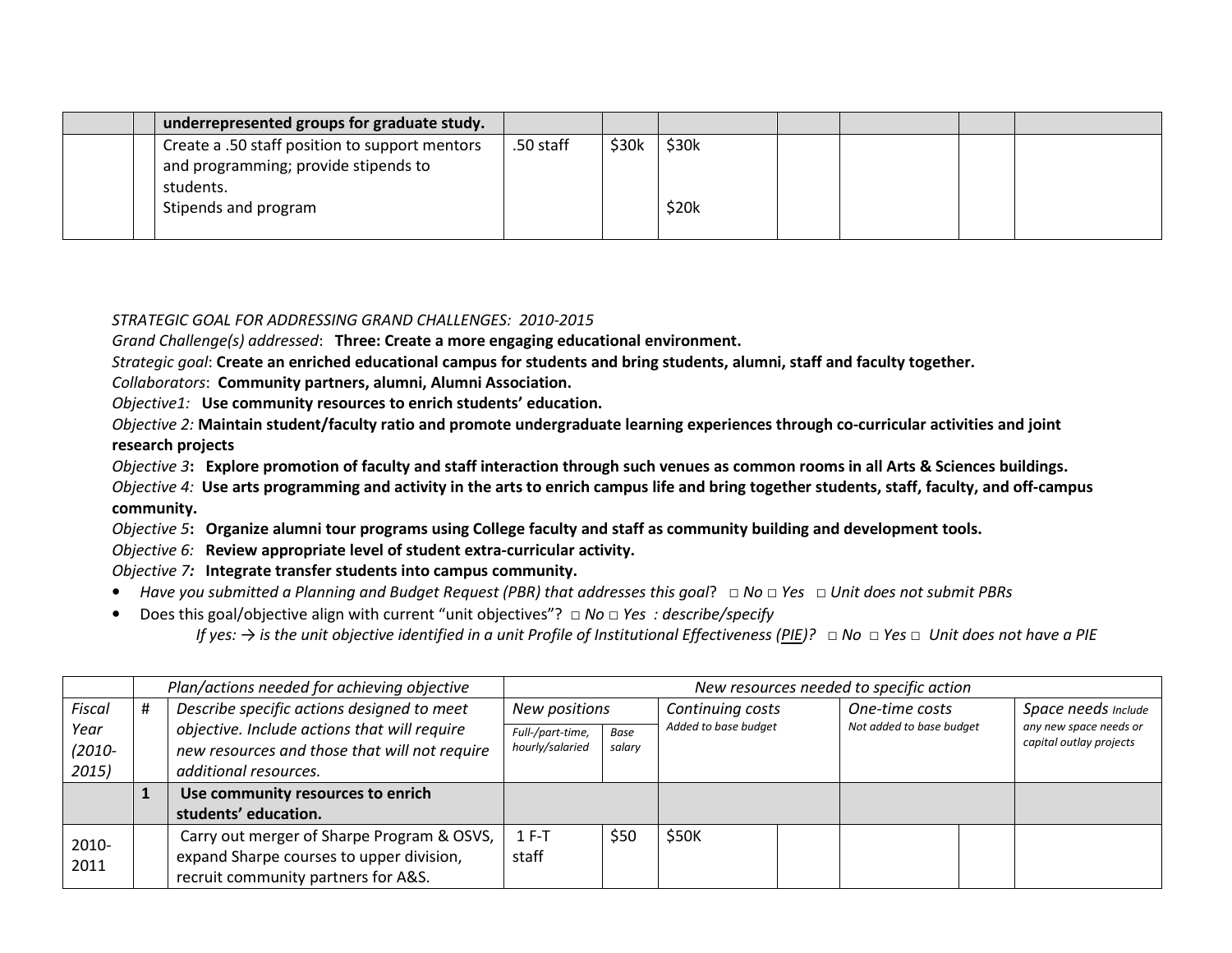| | | underrepresented groups for graduate study. | | | | | | | |
|---|---|---|---|---|---|---|---|---|---|
| | | Create a .50 staff position to support mentors and programming; provide stipends to students.<br>Stipends and program | .50 staff | $30k | $30k<br><br>$20k | | | | |

*STRATEGIC GOAL FOR ADDRESSING GRAND CHALLENGES: 2010-2015*

*Grand Challenge(s) addressed*: **Three: Create a more engaging educational environment.**

*Strategic goal*: **Create an enriched educational campus for students and bring students, alumni, staff and faculty together.**

*Collaborators*: **Community partners, alumni, Alumni Association.**

*Objective1:* **Use community resources to enrich students' education.**

*Objective 2:* **Maintain student/faculty ratio and promote undergraduate learning experiences through co-curricular activities and joint research projects**

*Objective 3***: Explore promotion of faculty and staff interaction through such venues as common rooms in all Arts & Sciences buildings.**

*Objective 4:* **Use arts programming and activity in the arts to enrich campus life and bring together students, staff, faculty, and off-campus community.**

*Objective 5***: Organize alumni tour programs using College faculty and staff as community building and development tools.**

*Objective 6:* **Review appropriate level of student extra-curricular activity.**

*Objective 7***: Integrate transfer students into campus community.**

- *Have you submitted a Planning and Budget Request (PBR) that addresses this goal*? □ *No* □ *Yes* □ *Unit does not submit PBRs*
- Does this goal/objective align with current "unit objectives"? □ *No* □ *Yes : describe/specify*
  *If yes: → is the unit objective identified in a unit Profile of Institutional Effectiveness (PIE)?* □ *No* □ *Yes* □ *Unit does not have a PIE*

| | Plan/actions needed for achieving objective | | New resources needed to specific action | | | | | | |
|---|---|---|---|---|---|---|---|---|---|
| *Fiscal Year (2010-2015)* | # | *Describe specific actions designed to meet objective. Include actions that will require new resources and those that will not require additional resources.* | *New positions*<br>*Full-/part-time, hourly/salaried* | *Base salary* | *Continuing costs*<br>*Added to base budget* | | *One-time costs*<br>*Not added to base budget* | | *Space needs Include any new space needs or capital outlay projects* |
| | **1** | **Use community resources to enrich students' education.** | | | | | | | |
| 2010-2011 | | Carry out merger of Sharpe Program & OSVS, expand Sharpe courses to upper division, recruit community partners for A&S. | 1 F-T staff | $50 | $50K | | | | |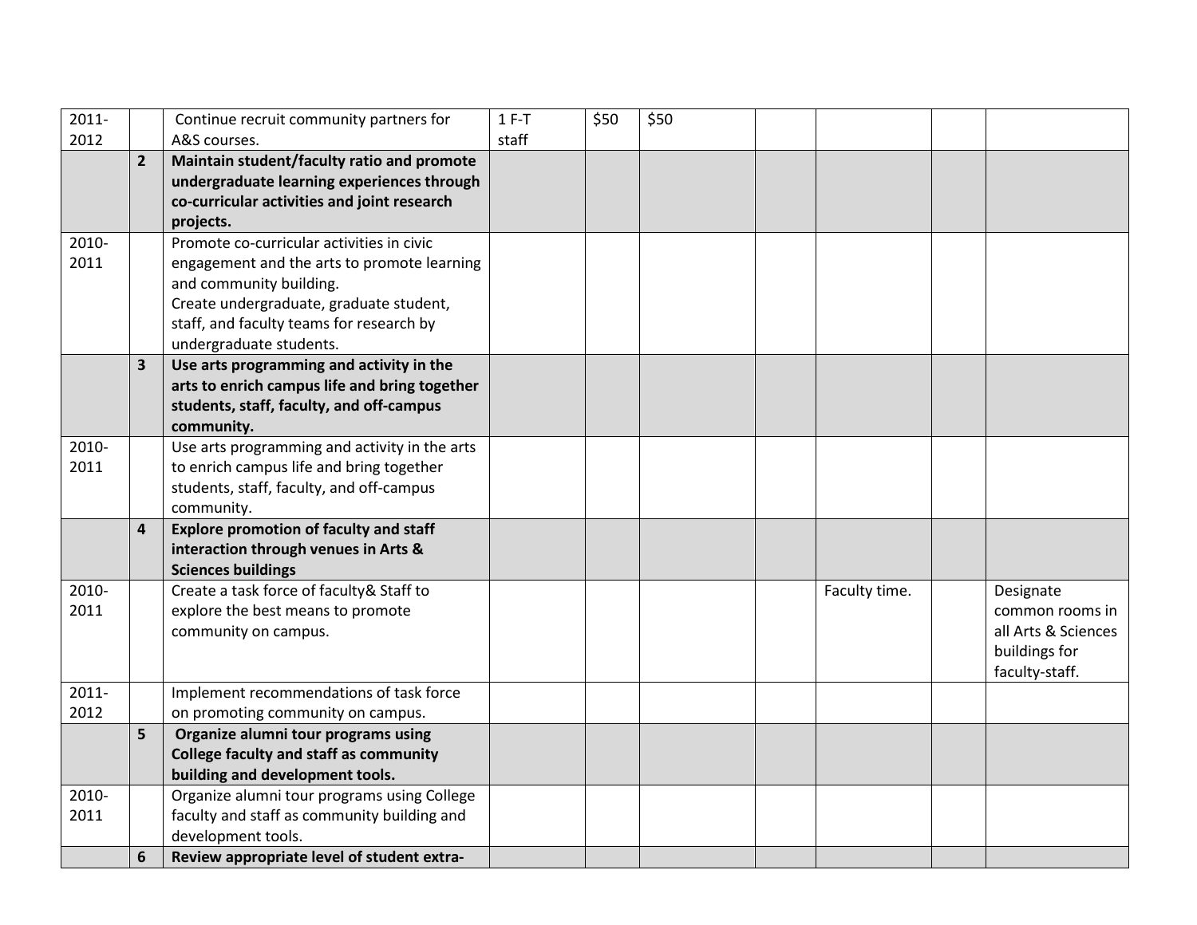| | | | | | | | | | |
|---|---|---|---|---|---|---|---|---|---|
| 2011-2012 | | Continue recruit community partners for A&S courses. | 1 F-T staff | $50 | $50 | | | | |
| | **2** | **Maintain student/faculty ratio and promote undergraduate learning experiences through co-curricular activities and joint research projects.** | | | | | | | |
| 2010-2011 | | Promote co-curricular activities in civic engagement and the arts to promote learning and community building.<br>Create undergraduate, graduate student, staff, and faculty teams for research by undergraduate students. | | | | | | | |
| | **3** | **Use arts programming and activity in the arts to enrich campus life and bring together students, staff, faculty, and off-campus community.** | | | | | | | |
| 2010-2011 | | Use arts programming and activity in the arts to enrich campus life and bring together students, staff, faculty, and off-campus community. | | | | | | | |
| | **4** | **Explore promotion of faculty and staff interaction through venues in Arts & Sciences buildings** | | | | | | | |
| 2010-2011 | | Create a task force of faculty& Staff to explore the best means to promote community on campus. | | | | | Faculty time. | | Designate common rooms in all Arts & Sciences buildings for faculty-staff. |
| 2011-2012 | | Implement recommendations of task force on promoting community on campus. | | | | | | | |
| | **5** | **Organize alumni tour programs using College faculty and staff as community building and development tools.** | | | | | | | |
| 2010-2011 | | Organize alumni tour programs using College faculty and staff as community building and development tools. | | | | | | | |
| | **6** | **Review appropriate level of student extra-** | | | | | | | |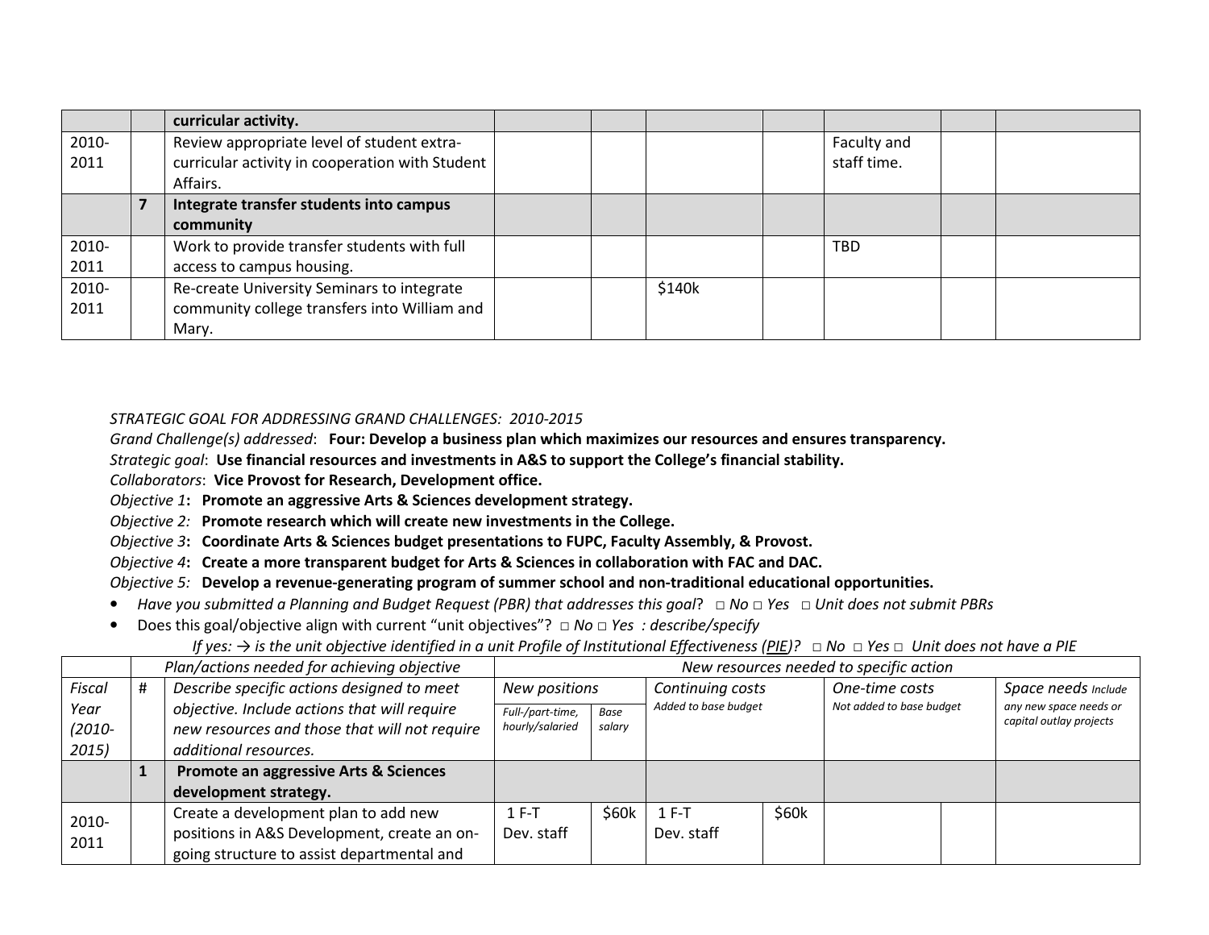| | | | | | | | | | |
|---|---|---|---|---|---|---|---|---|---|
| | | **curricular activity.** | | | | | | | |
| 2010-2011 | | Review appropriate level of student extra-curricular activity in cooperation with Student Affairs. | | | | | Faculty and staff time. | | |
| | **7** | **Integrate transfer students into campus community** | | | | | | | |
| 2010-2011 | | Work to provide transfer students with full access to campus housing. | | | | | TBD | | |
| 2010-2011 | | Re-create University Seminars to integrate community college transfers into William and Mary. | | | $140k | | | | |

*STRATEGIC GOAL FOR ADDRESSING GRAND CHALLENGES: 2010-2015*

*Grand Challenge(s) addressed*: **Four: Develop a business plan which maximizes our resources and ensures transparency.**

*Strategic goal*: **Use financial resources and investments in A&S to support the College's financial stability.**

*Collaborators*: **Vice Provost for Research, Development office.**

*Objective 1***: Promote an aggressive Arts & Sciences development strategy.**

*Objective 2:* **Promote research which will create new investments in the College.**

*Objective 3***: Coordinate Arts & Sciences budget presentations to FUPC, Faculty Assembly, & Provost.**

*Objective 4***: Create a more transparent budget for Arts & Sciences in collaboration with FAC and DAC.**

*Objective 5:* **Develop a revenue-generating program of summer school and non-traditional educational opportunities.**

- *Have you submitted a Planning and Budget Request (PBR) that addresses this goal*? □ *No* □ *Yes* □ *Unit does not submit PBRs*
- Does this goal/objective align with current "unit objectives"? □ *No* □ *Yes : describe/specify*

  *If yes: → is the unit objective identified in a unit Profile of Institutional Effectiveness (PIE)?* □ *No* □ *Yes* □ *Unit does not have a PIE*

| | *Plan/actions needed for achieving objective* | | *New resources needed to specific action* | | | | | | |
|---|---|---|---|---|---|---|---|---|---|
| *Fiscal Year (2010-2015)* | *#* | *Describe specific actions designed to meet objective. Include actions that will require new resources and those that will not require additional resources.* | *New positions* *Full-/part-time, hourly/salaried* | *Base salary* | *Continuing costs* *Added to base budget* | | *One-time costs* *Not added to base budget* | | *Space needs Include any new space needs or capital outlay projects* |
| | **1** | **Promote an aggressive Arts & Sciences development strategy.** | | | | | | | |
| 2010-2011 | | Create a development plan to add new positions in A&S Development, create an on-going structure to assist departmental and | 1 F-T Dev. staff | $60k | 1 F-T Dev. staff | $60k | | | |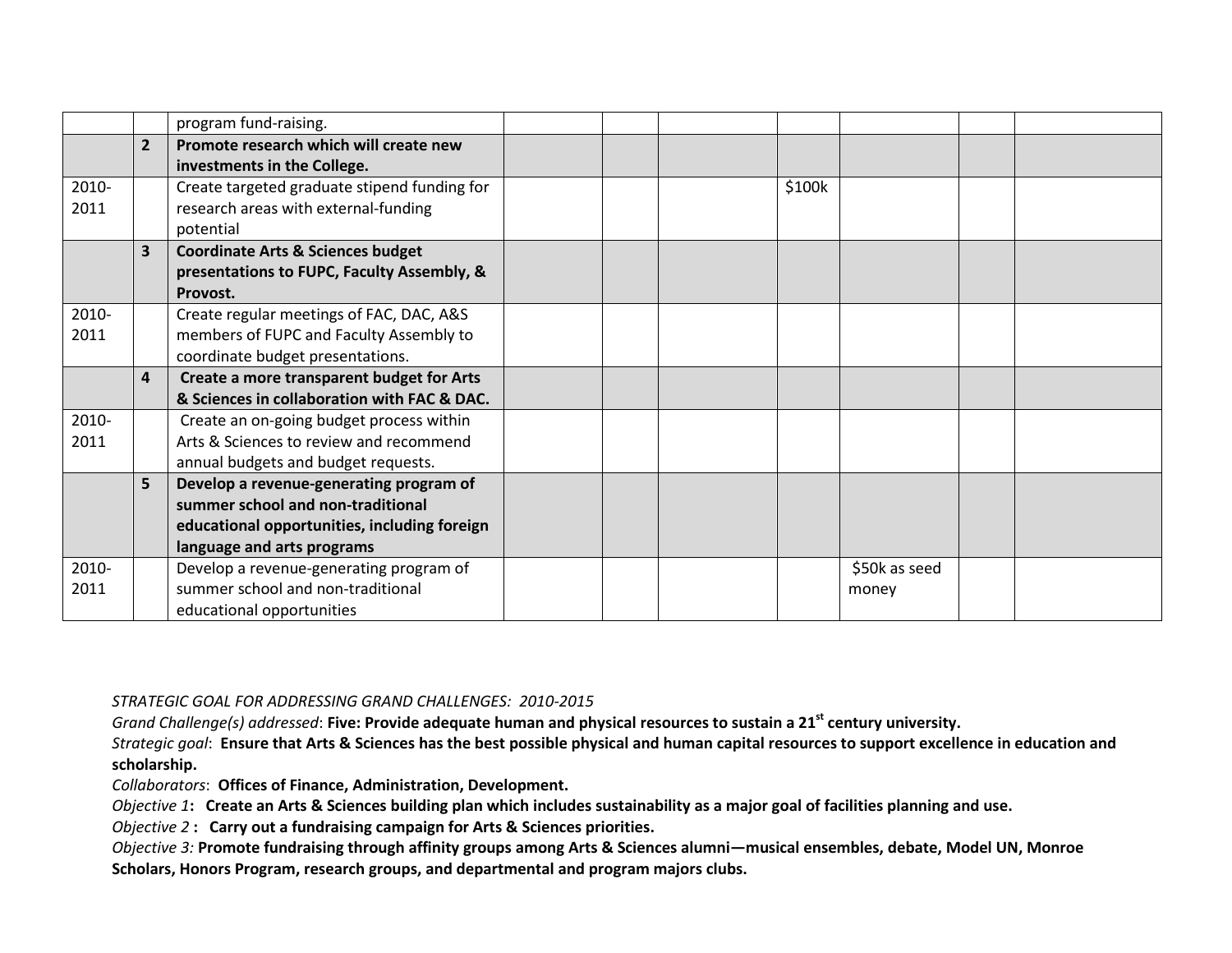| | | | | | | | | | |
|---|---|---|---|---|---|---|---|---|---|
| | | program fund-raising. | | | | | | | |
| | **2** | **Promote research which will create new investments in the College.** | | | | | | | |
| 2010-2011 | | Create targeted graduate stipend funding for research areas with external-funding potential | | | | $100k | | | |
| | **3** | **Coordinate Arts & Sciences budget presentations to FUPC, Faculty Assembly, & Provost.** | | | | | | | |
| 2010-2011 | | Create regular meetings of FAC, DAC, A&S members of FUPC and Faculty Assembly to coordinate budget presentations. | | | | | | | |
| | **4** | **Create a more transparent budget for Arts & Sciences in collaboration with FAC & DAC.** | | | | | | | |
| 2010-2011 | | Create an on-going budget process within Arts & Sciences to review and recommend annual budgets and budget requests. | | | | | | | |
| | **5** | **Develop a revenue-generating program of summer school and non-traditional educational opportunities, including foreign language and arts programs** | | | | | | | |
| 2010-2011 | | Develop a revenue-generating program of summer school and non-traditional educational opportunities | | | | | $50k as seed money | | |

*STRATEGIC GOAL FOR ADDRESSING GRAND CHALLENGES: 2010-2015*

*Grand Challenge(s) addressed*: **Five: Provide adequate human and physical resources to sustain a 21st century university.**

*Strategic goal*: **Ensure that Arts & Sciences has the best possible physical and human capital resources to support excellence in education and scholarship.**

*Collaborators*: **Offices of Finance, Administration, Development.**

*Objective 1*: **Create an Arts & Sciences building plan which includes sustainability as a major goal of facilities planning and use.**

*Objective 2*: **Carry out a fundraising campaign for Arts & Sciences priorities.**

*Objective 3:* **Promote fundraising through affinity groups among Arts & Sciences alumni—musical ensembles, debate, Model UN, Monroe Scholars, Honors Program, research groups, and departmental and program majors clubs.**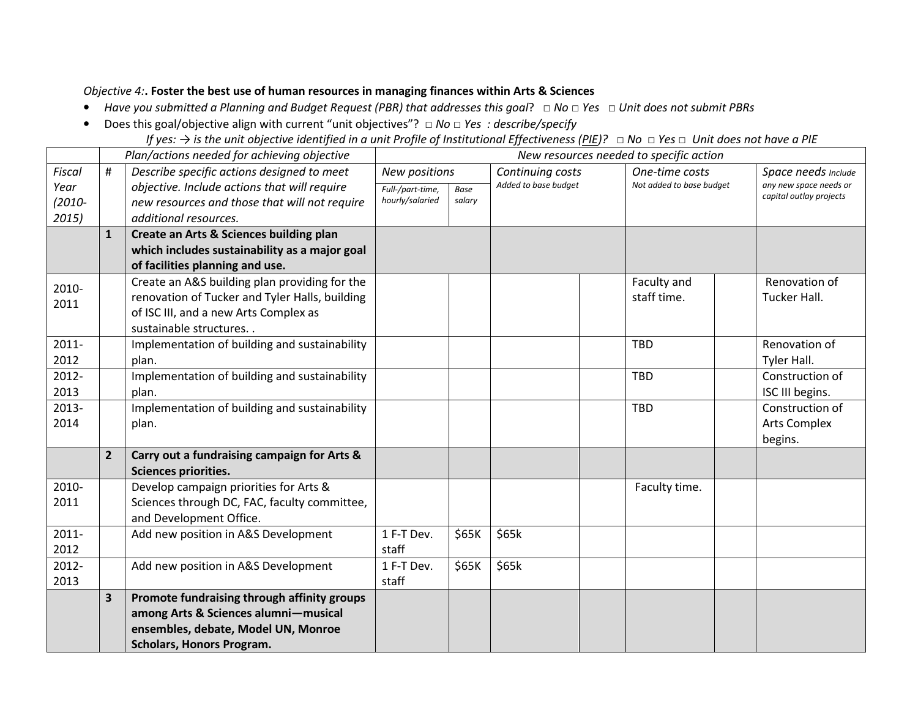*Objective 4:*. **Foster the best use of human resources in managing finances within Arts & Sciences**

- *Have you submitted a Planning and Budget Request (PBR) that addresses this goal*? □ *No* □ *Yes* □ *Unit does not submit PBRs*
- Does this goal/objective align with current "unit objectives"? □ *No* □ *Yes : describe/specify*

*If yes: → is the unit objective identified in a unit Profile of Institutional Effectiveness (PIE)?* □ *No* □ *Yes* □ *Unit does not have a PIE*

| | | *Plan/actions needed for achieving objective* | *New resources needed to specific action* | | | | | | |
|---|---|---|---|---|---|---|---|---|---|
| *Fiscal Year (2010-2015)* | # | *Describe specific actions designed to meet objective. Include actions that will require new resources and those that will not require additional resources.* | *New positions* | | *Continuing costs* *Added to base budget* | | *One-time costs* *Not added to base budget* | | *Space needs Include any new space needs or capital outlay projects* |
| | | | *Full-/part-time, hourly/salaried* | *Base salary* | | | | | |
| | **1** | **Create an Arts & Sciences building plan which includes sustainability as a major goal of facilities planning and use.** | | | | | | | |
| 2010-2011 | | Create an A&S building plan providing for the renovation of Tucker and Tyler Halls, building of ISC III, and a new Arts Complex as sustainable structures. . | | | | | Faculty and staff time. | | Renovation of Tucker Hall. |
| 2011-2012 | | Implementation of building and sustainability plan. | | | | | TBD | | Renovation of Tyler Hall. |
| 2012-2013 | | Implementation of building and sustainability plan. | | | | | TBD | | Construction of ISC III begins. |
| 2013-2014 | | Implementation of building and sustainability plan. | | | | | TBD | | Construction of Arts Complex begins. |
| | **2** | **Carry out a fundraising campaign for Arts & Sciences priorities.** | | | | | | | |
| 2010-2011 | | Develop campaign priorities for Arts & Sciences through DC, FAC, faculty committee, and Development Office. | | | | | Faculty time. | | |
| 2011-2012 | | Add new position in A&S Development | 1 F-T Dev. staff | $65K | $65k | | | | |
| 2012-2013 | | Add new position in A&S Development | 1 F-T Dev. staff | $65K | $65k | | | | |
| | **3** | **Promote fundraising through affinity groups among Arts & Sciences alumni—musical ensembles, debate, Model UN, Monroe Scholars, Honors Program.** | | | | | | | |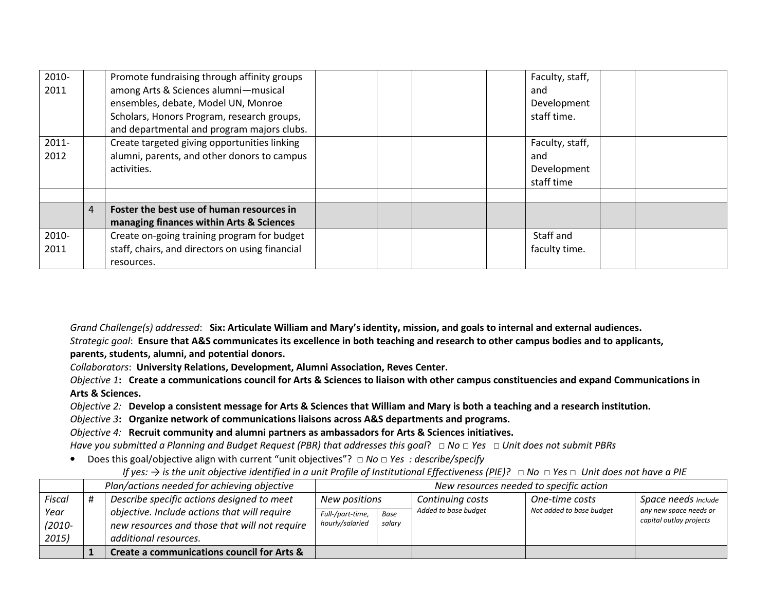| | | | | | | | |
|---|---|---|---|---|---|---|---|
| 2010-2011 | | Promote fundraising through affinity groups among Arts & Sciences alumni—musical ensembles, debate, Model UN, Monroe Scholars, Honors Program, research groups, and departmental and program majors clubs. | | | | Faculty, staff, and Development staff time. | |
| 2011-2012 | | Create targeted giving opportunities linking alumni, parents, and other donors to campus activities. | | | | Faculty, staff, and Development staff time | |
| | | | | | | | |
| | 4 | **Foster the best use of human resources in managing finances within Arts & Sciences** | | | | | |
| 2010-2011 | | Create on-going training program for budget staff, chairs, and directors on using financial resources. | | | | Staff and faculty time. | |

*Grand Challenge(s) addressed*: **Six: Articulate William and Mary's identity, mission, and goals to internal and external audiences.**

*Strategic goal*: **Ensure that A&S communicates its excellence in both teaching and research to other campus bodies and to applicants, parents, students, alumni, and potential donors.**

*Collaborators*: **University Relations, Development, Alumni Association, Reves Center.**

*Objective 1*: **Create a communications council for Arts & Sciences to liaison with other campus constituencies and expand Communications in Arts & Sciences.**

*Objective 2:* **Develop a consistent message for Arts & Sciences that William and Mary is both a teaching and a research institution.**

*Objective 3*: **Organize network of communications liaisons across A&S departments and programs.**

*Objective 4:* **Recruit community and alumni partners as ambassadors for Arts & Sciences initiatives.**

*Have you submitted a Planning and Budget Request (PBR) that addresses this goal*? □ *No* □ *Yes* □ *Unit does not submit PBRs*

- Does this goal/objective align with current "unit objectives"? □ *No* □ *Yes : describe/specify*

  *If yes: → is the unit objective identified in a unit Profile of Institutional Effectiveness (PIE)?* □ *No* □ *Yes* □ *Unit does not have a PIE*

| | *Plan/actions needed for achieving objective* | | *New resources needed to specific action* | | | | |
|---|---|---|---|---|---|---|---|
| *Fiscal Year (2010-2015)* | *#* | *Describe specific actions designed to meet objective. Include actions that will require new resources and those that will not require additional resources.* | *New positions* *Full-/part-time, hourly/salaried* | *Base salary* | *Continuing costs* *Added to base budget* | *One-time costs* *Not added to base budget* | *Space needs Include any new space needs or capital outlay projects* |
| | **1** | **Create a communications council for Arts &** | | | | | |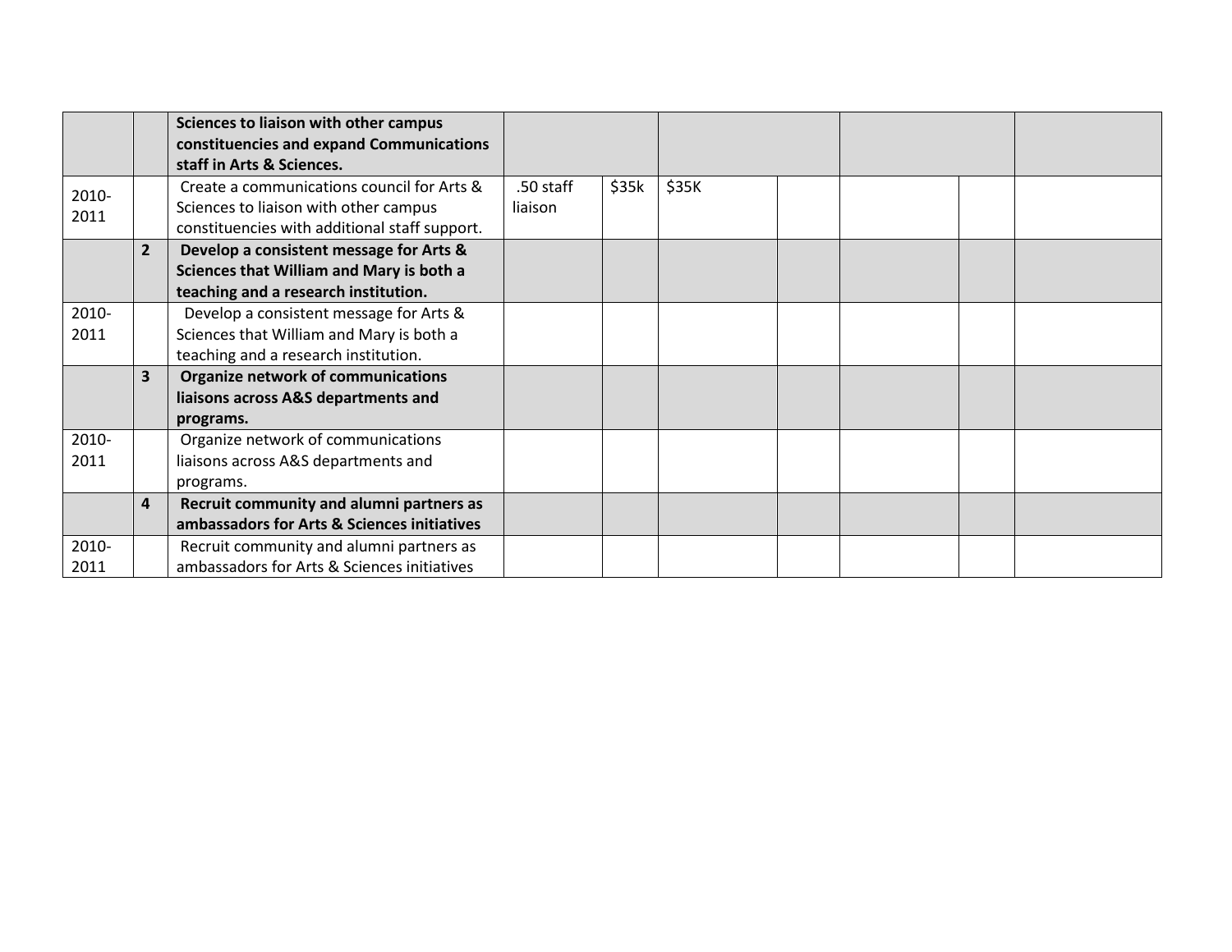| | | | | | | | | | |
|---|---|---|---|---|---|---|---|---|---|
| | | **Sciences to liaison with other campus constituencies and expand Communications staff in Arts & Sciences.** | | | | | | | |
| 2010-2011 | | Create a communications council for Arts & Sciences to liaison with other campus constituencies with additional staff support. | .50 staff liaison | $35k | $35K | | | | |
| | **2** | **Develop a consistent message for Arts & Sciences that William and Mary is both a teaching and a research institution.** | | | | | | | |
| 2010-2011 | | Develop a consistent message for Arts & Sciences that William and Mary is both a teaching and a research institution. | | | | | | | |
| | **3** | **Organize network of communications liaisons across A&S departments and programs.** | | | | | | | |
| 2010-2011 | | Organize network of communications liaisons across A&S departments and programs. | | | | | | | |
| | **4** | **Recruit community and alumni partners as ambassadors for Arts & Sciences initiatives** | | | | | | | |
| 2010-2011 | | Recruit community and alumni partners as ambassadors for Arts & Sciences initiatives | | | | | | | |